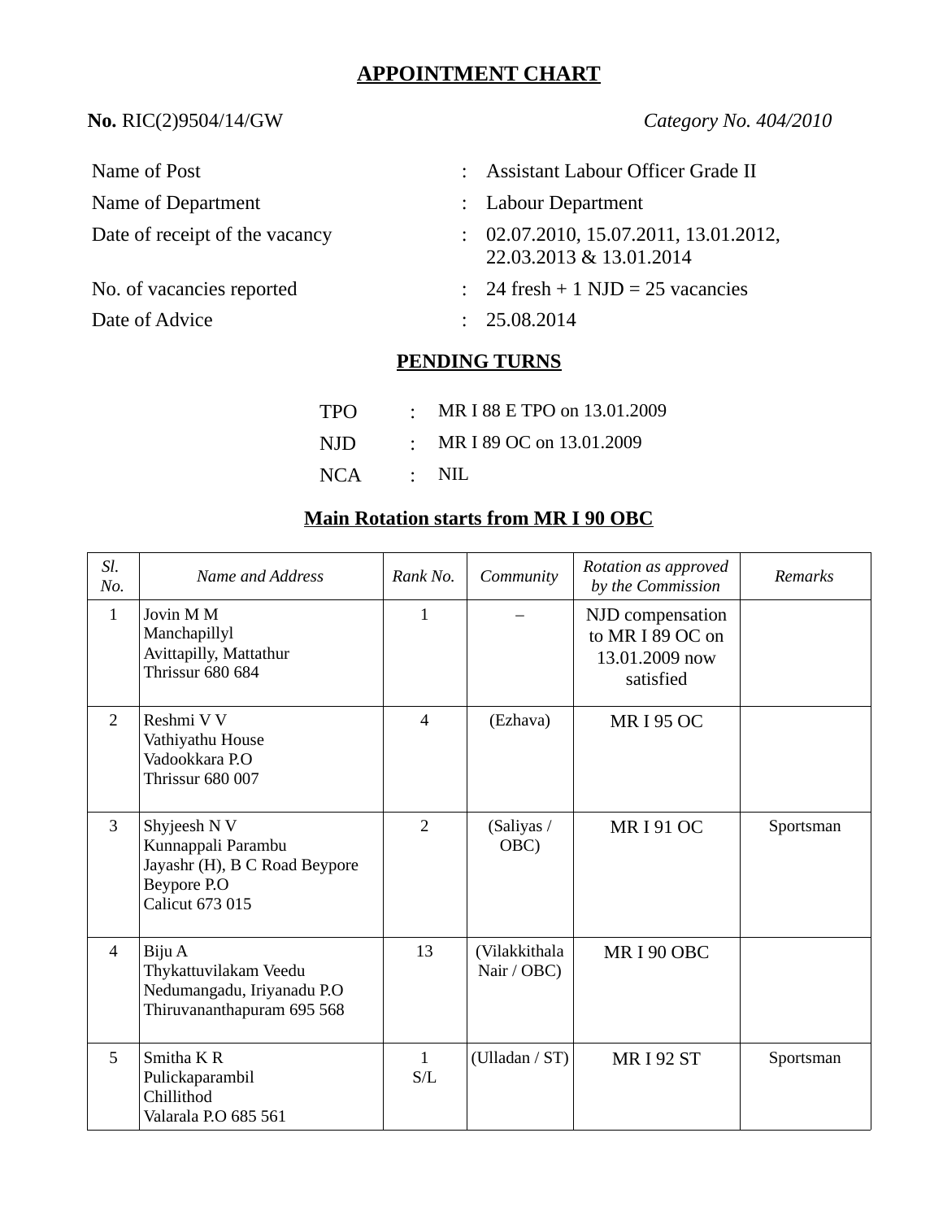# APPOINTMENT CHART

**No.** RIC(2)9504/14/GW *Category No. 404/2010*

| | | |
|---|---|---|
| Name of Post | : | Assistant Labour Officer Grade II |
| Name of Department | : | Labour Department |
| Date of receipt of the vacancy | : | 02.07.2010, 15.07.2011, 13.01.2012, 22.03.2013 & 13.01.2014 |
| No. of vacancies reported | : | 24 fresh + 1 NJD = 25 vacancies |
| Date of Advice | : | 25.08.2014 |

## PENDING TURNS

| | | |
|---|---|---|
| TPO | : | MR I 88 E TPO on 13.01.2009 |
| NJD | : | MR I 89 OC on 13.01.2009 |
| NCA | : | NIL |

## Main Rotation starts from MR I 90 OBC

| *Sl. No.* | *Name and Address* | *Rank No.* | *Community* | *Rotation as approved by the Commission* | *Remarks* |
|---|---|---|---|---|---|
| 1 | Jovin M M<br>Manchapillyl<br>Avittapilly, Mattathur<br>Thrissur 680 684 | 1 | – | NJD compensation to MR I 89 OC on 13.01.2009 now satisfied | |
| 2 | Reshmi V V<br>Vathiyathu House<br>Vadookkara P.O<br>Thrissur 680 007 | 4 | (Ezhava) | MR I 95 OC | |
| 3 | Shyjeesh N V<br>Kunnappali Parambu<br>Jayashr (H), B C Road Beypore<br>Beypore P.O<br>Calicut 673 015 | 2 | (Saliyas / OBC) | MR I 91 OC | Sportsman |
| 4 | Biju A<br>Thykattuvilakam Veedu<br>Nedumangadu, Iriyanadu P.O<br>Thiruvananthapuram 695 568 | 13 | (Vilakkithala Nair / OBC) | MR I 90 OBC | |
| 5 | Smitha K R<br>Pulickaparambil<br>Chillithod<br>Valarala P.O 685 561 | 1<br>S/L | (Ulladan / ST) | MR I 92 ST | Sportsman |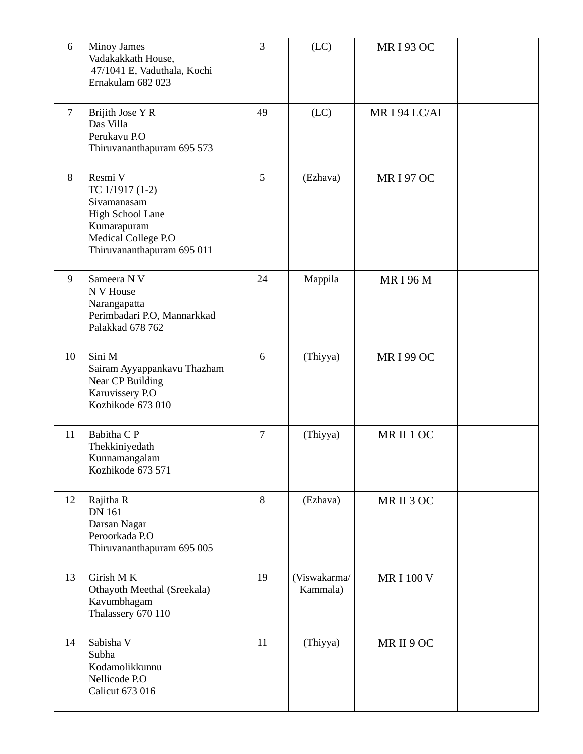| | | | | | |
|---|---|---|---|---|---|
| 6 | Minoy James<br>Vadakakkath House,<br>47/1041 E, Vaduthala, Kochi<br>Ernakulam 682 023 | 3 | (LC) | MR I 93 OC | |
| 7 | Brijith Jose Y R<br>Das Villa<br>Perukavu P.O<br>Thiruvananthapuram 695 573 | 49 | (LC) | MR I 94 LC/AI | |
| 8 | Resmi V<br>TC 1/1917 (1-2)<br>Sivamanasam<br>High School Lane<br>Kumarapuram<br>Medical College P.O<br>Thiruvananthapuram 695 011 | 5 | (Ezhava) | MR I 97 OC | |
| 9 | Sameera N V<br>N V House<br>Narangapatta<br>Perimbadari P.O, Mannarkkad<br>Palakkad 678 762 | 24 | Mappila | MR I 96 M | |
| 10 | Sini M<br>Sairam Ayyappankavu Thazham<br>Near CP Building<br>Karuvissery P.O<br>Kozhikode 673 010 | 6 | (Thiyya) | MR I 99 OC | |
| 11 | Babitha C P<br>Thekkiniyedath<br>Kunnamangalam<br>Kozhikode 673 571 | 7 | (Thiyya) | MR II 1 OC | |
| 12 | Rajitha R<br>DN 161<br>Darsan Nagar<br>Peroorkada P.O<br>Thiruvananthapuram 695 005 | 8 | (Ezhava) | MR II 3 OC | |
| 13 | Girish M K<br>Othayoth Meethal (Sreekala)<br>Kavumbhagam<br>Thalassery 670 110 | 19 | (Viswakarma/ Kammala) | MR I 100 V | |
| 14 | Sabisha V<br>Subha<br>Kodamolikkunnu<br>Nellicode P.O<br>Calicut 673 016 | 11 | (Thiyya) | MR II 9 OC | |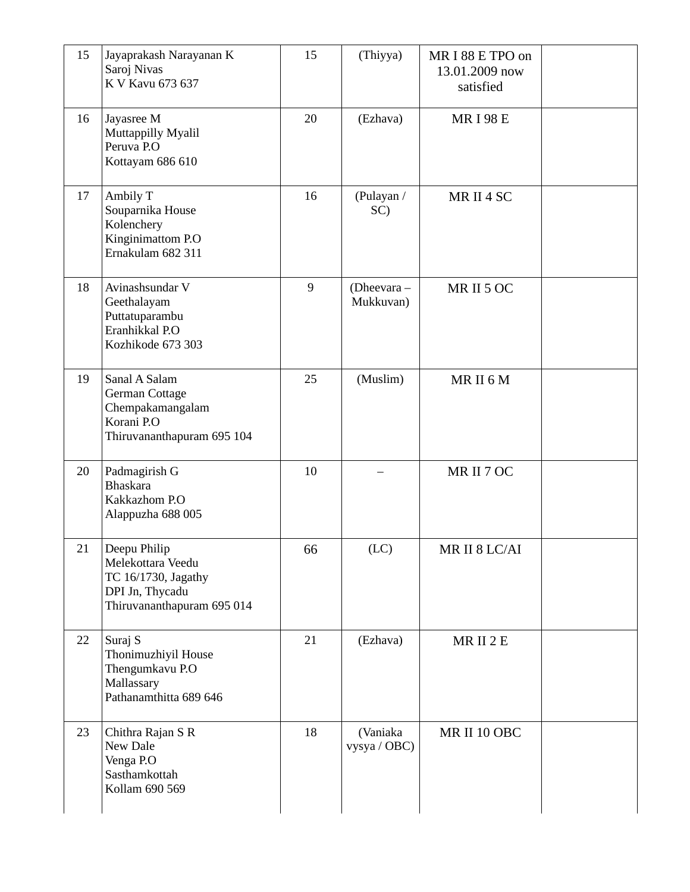| 15 | Jayaprakash Narayanan K<br>Saroj Nivas<br>K V Kavu 673 637 | 15 | (Thiyya) | MR I 88 E TPO on 13.01.2009 now satisfied | |
|---|---|---|---|---|---|
| 16 | Jayasree M<br>Muttappilly Myalil<br>Peruva P.O<br>Kottayam 686 610 | 20 | (Ezhava) | MR I 98 E | |
| 17 | Ambily T<br>Souparnika House<br>Kolenchery<br>Kinginimattom P.O<br>Ernakulam 682 311 | 16 | (Pulayan / SC) | MR II 4 SC | |
| 18 | Avinashsundar V<br>Geethalayam<br>Puttatuparambu<br>Eranhikkal P.O<br>Kozhikode 673 303 | 9 | (Dheevara – Mukkuvan) | MR II 5 OC | |
| 19 | Sanal A Salam<br>German Cottage<br>Chempakamangalam<br>Korani P.O<br>Thiruvananthapuram 695 104 | 25 | (Muslim) | MR II 6 M | |
| 20 | Padmagirish G<br>Bhaskara<br>Kakkazhom P.O<br>Alappuzha 688 005 | 10 | – | MR II 7 OC | |
| 21 | Deepu Philip<br>Melekottara Veedu<br>TC 16/1730, Jagathy<br>DPI Jn, Thycadu<br>Thiruvananthapuram 695 014 | 66 | (LC) | MR II 8 LC/AI | |
| 22 | Suraj S<br>Thonimuzhiyil House<br>Thengumkavu P.O<br>Mallassary<br>Pathanamthitta 689 646 | 21 | (Ezhava) | MR II 2 E | |
| 23 | Chithra Rajan S R<br>New Dale<br>Venga P.O<br>Sasthamkottah<br>Kollam 690 569 | 18 | (Vaniaka vysya / OBC) | MR II 10 OBC | |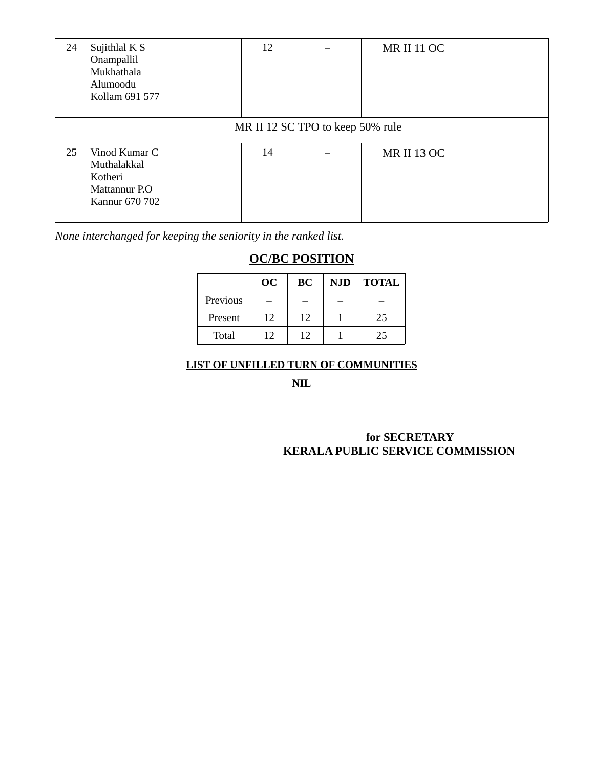| | | | | | |
|---|---|---|---|---|---|
| 24 | Sujithlal K S<br>Onampallil<br>Mukhathala<br>Alumoodu<br>Kollam 691 577 | 12 | – | MR II 11 OC | |
| | MR II 12 SC TPO to keep 50% rule | | | | |
| 25 | Vinod Kumar C<br>Muthalakkal<br>Kotheri<br>Mattannur P.O<br>Kannur 670 702 | 14 | – | MR II 13 OC | |

*None interchanged for keeping the seniority in the ranked list.*

## OC/BC POSITION

| | OC | BC | NJD | TOTAL |
|---|---|---|---|---|
| Previous | – | – | – | – |
| Present | 12 | 12 | 1 | 25 |
| Total | 12 | 12 | 1 | 25 |

**LIST OF UNFILLED TURN OF COMMUNITIES**

**NIL**

**for SECRETARY**
**KERALA PUBLIC SERVICE COMMISSION**